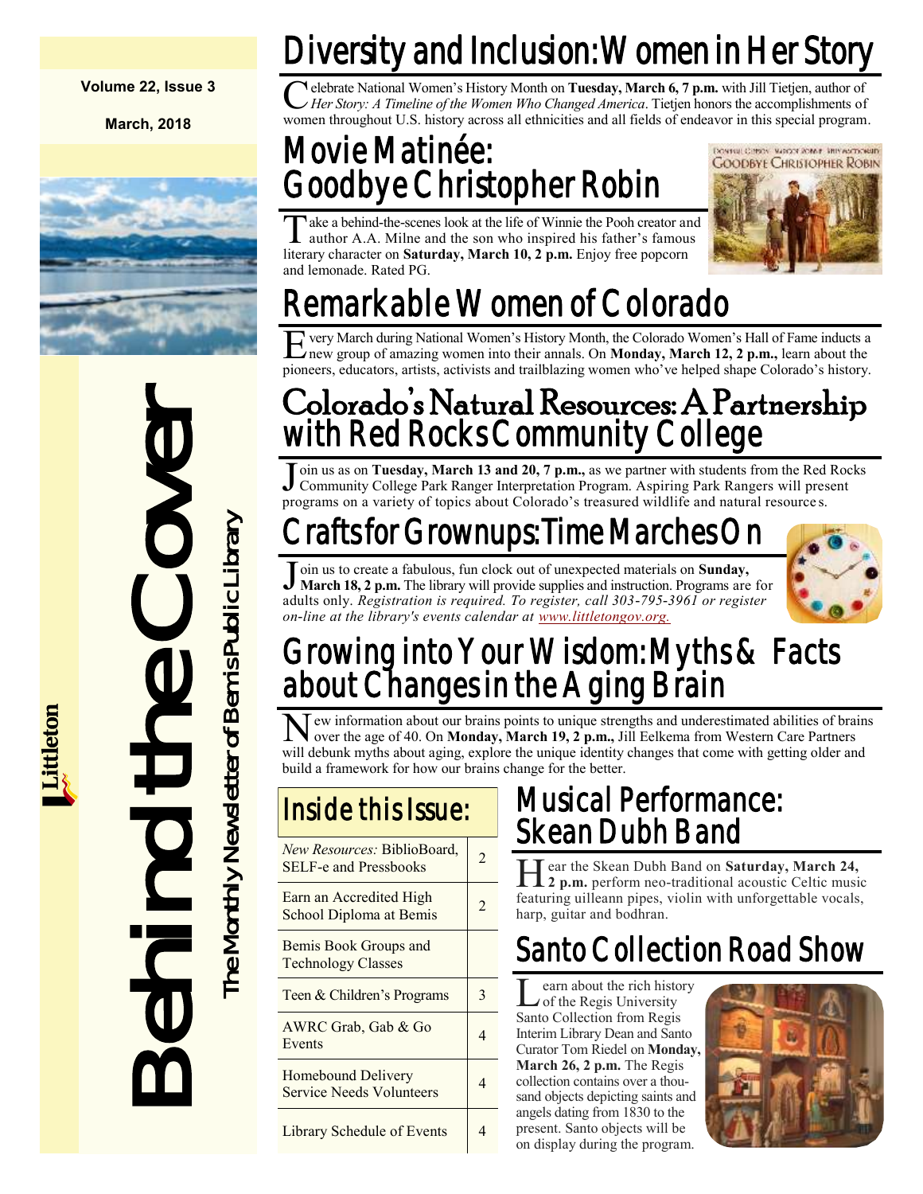Volume 22, Issue 3

March, 2018

# Behind the Cover

The Monthly Newsletter of Bemis Public Library

Littleton

## Diversity and Inclusion: Women in Her Story

Celebrate National Women's History Month on **Tuesday, March 6, 7 p.m.** with Jill Tietjen, author of *Her Story: A Timeline of the Women Who Changed America*. Tietjen honors the accomplishments of women throughout U.S. history across all ethnicities and all fields of endeavor in this special program.

## Movie Matinée: Goodbye Christopher Robin

Take a behind-the-scenes look at the life of Winnie the Pooh creator and author A.A. Milne and the son who inspired his father's famous literary character on **Saturday, March 10, 2 p.m.** Enjoy free popcorn and lemonade. Rated PG.

## Remarkable Women of Colorado

Every March during National Women's History Month, the Colorado Women's Hall of Fame inducts a new group of amazing women into their annals. On **Monday, March 12, 2 p.m.,** learn about the pioneers, educators, artists, activists and trailblazing women who've helped shape Colorado's history.

## Colorado's Natural Resources: A Partnership with Red Rocks Community College

Join us as on **Tuesday, March 13 and 20, 7 p.m.,** as we partner with students from the Red Rocks Community College Park Ranger Interpretation Program. Aspiring Park Rangers will present programs on a variety of topics about Colorado's treasured wildlife and natural resources.

## Crafts for Grownups: Time Marches On

Join us to create a fabulous, fun clock out of unexpected materials on **Sunday, March 18, 2 p.m.** The library will provide supplies and instruction. Programs are for adults only. *Registration is required. To register, call 303-795-3961 or register on-line at the library's events calendar at www.littletongov.org.*

## Growing into Your Wisdom: Myths & Facts about Changes in the Aging Brain

New information about our brains points to unique strengths and underestimated abilities of brains over the age of 40. On **Monday, March 19, 2 p.m.,** Jill Eelkema from Western Care Partners will debunk myths about aging, explore the unique identity changes that come with getting older and build a framework for how our brains change for the better.

## Inside this Issue:

| | |
|---|---|
| *New Resources:* BiblioBoard, SELF-e and Pressbooks | 2 |
| Earn an Accredited High School Diploma at Bemis | 2 |
| Bemis Book Groups and Technology Classes | |
| Teen & Children's Programs | 3 |
| AWRC Grab, Gab & Go Events | 4 |
| Homebound Delivery Service Needs Volunteers | 4 |
| Library Schedule of Events | 4 |

## Musical Performance: Skean Dubh Band

Hear the Skean Dubh Band on **Saturday, March 24, 2 p.m.** perform neo-traditional acoustic Celtic music featuring uilleann pipes, violin with unforgettable vocals, harp, guitar and bodhran.

## Santo Collection Road Show

Learn about the rich history of the Regis University Santo Collection from Regis Interim Library Dean and Santo Curator Tom Riedel on **Monday, March 26, 2 p.m.** The Regis collection contains over a thousand objects depicting saints and angels dating from 1830 to the present. Santo objects will be on display during the program.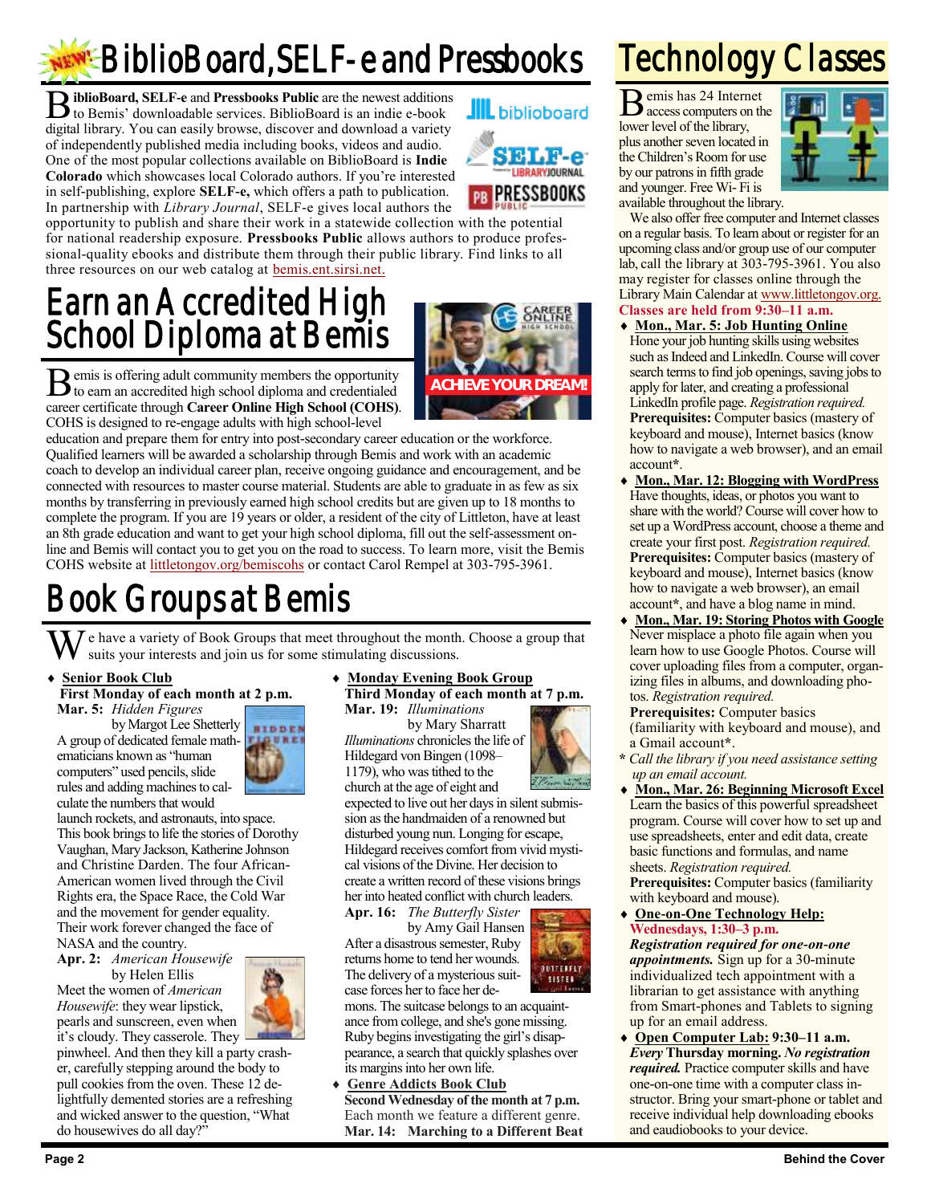# BiblioBoard, SELF-e and Pressbooks

**BiblioBoard, SELF-e** and **Pressbooks Public** are the newest additions to Bemis' downloadable services. BiblioBoard is an indie e-book digital library. You can easily browse, discover and download a variety of independently published media including books, videos and audio. One of the most popular collections available on BiblioBoard is **Indie Colorado** which showcases local Colorado authors. If you're interested in self-publishing, explore **SELF-e,** which offers a path to publication. In partnership with *Library Journal*, SELF-e gives local authors the opportunity to publish and share their work in a statewide collection with the potential for national readership exposure. **Pressbooks Public** allows authors to produce professional-quality ebooks and distribute them through their public library. Find links to all three resources on our web catalog at bemis.ent.sirsi.net.

# Earn an Accredited High School Diploma at Bemis

Bemis is offering adult community members the opportunity to earn an accredited high school diploma and credentialed career certificate through **Career Online High School (COHS)**. COHS is designed to re-engage adults with high school-level education and prepare them for entry into post-secondary career education or the workforce. Qualified learners will be awarded a scholarship through Bemis and work with an academic coach to develop an individual career plan, receive ongoing guidance and encouragement, and be connected with resources to master course material. Students are able to graduate in as few as six months by transferring in previously earned high school credits but are given up to 18 months to complete the program. If you are 19 years or older, a resident of the city of Littleton, have at least an 8th grade education and want to get your high school diploma, fill out the self-assessment online and Bemis will contact you to get you on the road to success. To learn more, visit the Bemis COHS website at littletongov.org/bemiscohs or contact Carol Rempel at 303-795-3961.

# Book Groups at Bemis

We have a variety of Book Groups that meet throughout the month. Choose a group that suits your interests and join us for some stimulating discussions.

- **Senior Book Club**
  **First Monday of each month at 2 p.m.**

  **Mar. 5:** *Hidden Figures* by Margot Lee Shetterly

  A group of dedicated female mathematicians known as "human computers" used pencils, slide rules and adding machines to calculate the numbers that would launch rockets, and astronauts, into space. This book brings to life the stories of Dorothy Vaughan, Mary Jackson, Katherine Johnson and Christine Darden. The four African-American women lived through the Civil Rights era, the Space Race, the Cold War and the movement for gender equality. Their work forever changed the face of NASA and the country.

  **Apr. 2:** *American Housewife* by Helen Ellis

  Meet the women of *American Housewife*: they wear lipstick, pearls and sunscreen, even when it's cloudy. They casserole. They pinwheel. And then they kill a party crasher, carefully stepping around the body to pull cookies from the oven. These 12 delightfully demented stories are a refreshing and wicked answer to the question, "What do housewives do all day?"

- **Monday Evening Book Group**
  **Third Monday of each month at 7 p.m.**

  **Mar. 19:** *Illuminations* by Mary Sharratt

  *Illuminations* chronicles the life of Hildegard von Bingen (1098–1179), who was tithed to the church at the age of eight and expected to live out her days in silent submission as the handmaiden of a renowned but disturbed young nun. Longing for escape, Hildegard receives comfort from vivid mystical visions of the Divine. Her decision to create a written record of these visions brings her into heated conflict with church leaders.

  **Apr. 16:** *The Butterfly Sister* by Amy Gail Hansen

  After a disastrous semester, Ruby returns home to tend her wounds. The delivery of a mysterious suitcase forces her to face her demons. The suitcase belongs to an acquaintance from college, and she's gone missing. Ruby begins investigating the girl's disappearance, a search that quickly splashes over its margins into her own life.

- **Genre Addicts Book Club**
  **Second Wednesday of the month at 7 p.m.**
  Each month we feature a different genre.
  **Mar. 14: Marching to a Different Beat**

# Technology Classes

Bemis has 24 Internet access computers on the lower level of the library, plus another seven located in the Children's Room for use by our patrons in fifth grade and younger. Free Wi-Fi is available throughout the library.

We also offer free computer and Internet classes on a regular basis. To learn about or register for an upcoming class and/or group use of our computer lab, call the library at 303-795-3961. You also may register for classes online through the Library Main Calendar at www.littletongov.org.

**Classes are held from 9:30–11 a.m.**

- **Mon., Mar. 5: Job Hunting Online**
  Hone your job hunting skills using websites such as Indeed and LinkedIn. Course will cover search terms to find job openings, saving jobs to apply for later, and creating a professional LinkedIn profile page. *Registration required.*
  **Prerequisites:** Computer basics (mastery of keyboard and mouse), Internet basics (know how to navigate a web browser), and an email account**\***.
- **Mon., Mar. 12: Blogging with WordPress**
  Have thoughts, ideas, or photos you want to share with the world? Course will cover how to set up a WordPress account, choose a theme and create your first post. *Registration required.*
  **Prerequisites:** Computer basics (mastery of keyboard and mouse), Internet basics (know how to navigate a web browser), an email account**\***, and have a blog name in mind.
- **Mon., Mar. 19: Storing Photos with Google**
  Never misplace a photo file again when you learn how to use Google Photos. Course will cover uploading files from a computer, organizing files in albums, and downloading photos. *Registration required.*
  **Prerequisites:** Computer basics (familiarity with keyboard and mouse), and a Gmail account**\***.

**\*** *Call the library if you need assistance setting up an email account.*

- **Mon., Mar. 26: Beginning Microsoft Excel**
  Learn the basics of this powerful spreadsheet program. Course will cover how to set up and use spreadsheets, enter and edit data, create basic functions and formulas, and name sheets. *Registration required.*
  **Prerequisites:** Computer basics (familiarity with keyboard and mouse).
- **One-on-One Technology Help:**
  **Wednesdays, 1:30–3 p.m.**
  ***Registration required for one-on-one appointments.*** Sign up for a 30-minute individualized tech appointment with a librarian to get assistance with anything from Smart-phones and Tablets to signing up for an email address.
- **Open Computer Lab: 9:30–11 a.m.**
  ***Every* Thursday morning. *No registration required.*** Practice computer skills and have one-on-one time with a computer class instructor. Bring your smart-phone or tablet and receive individual help downloading ebooks and eaudiobooks to your device.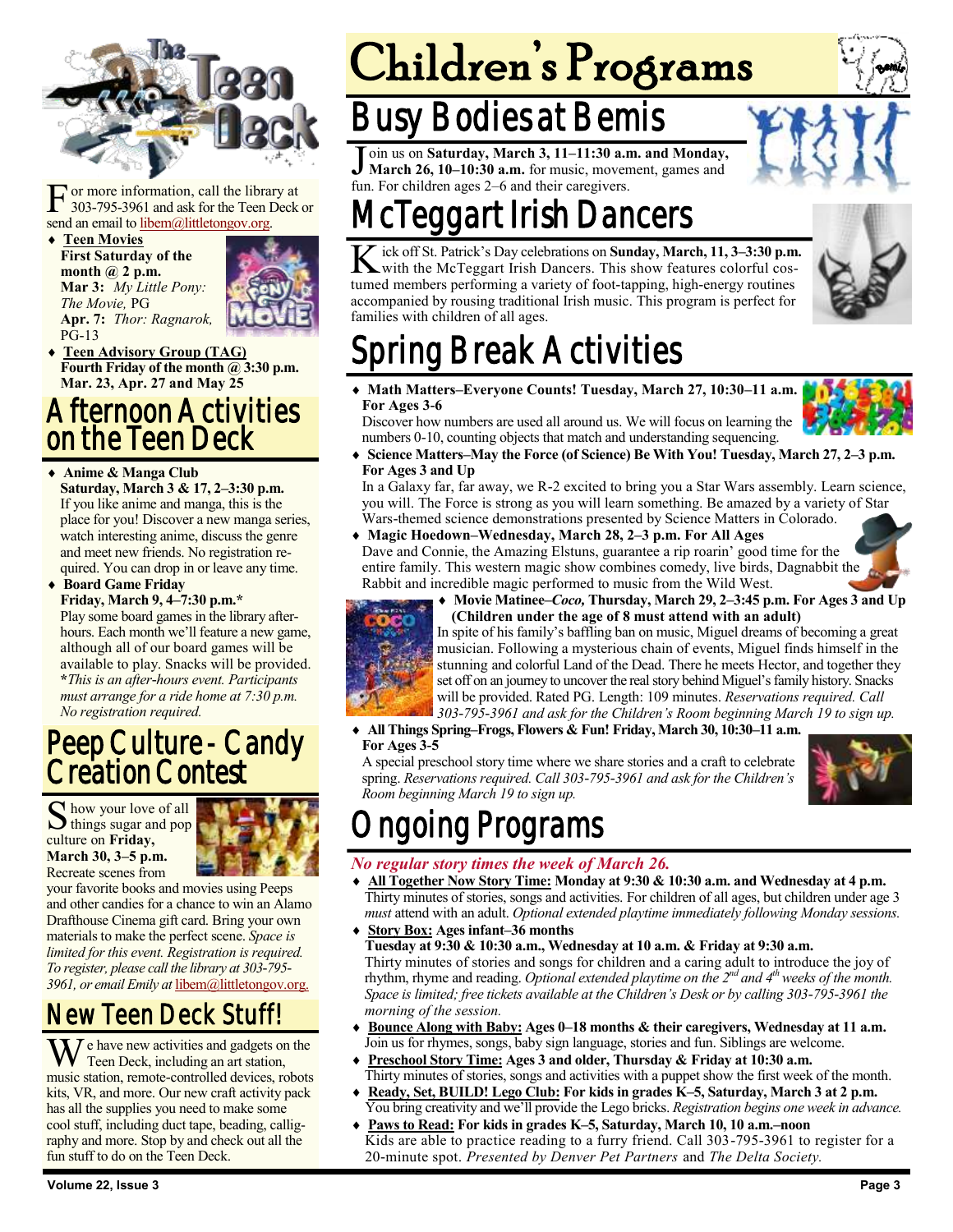For more information, call the library at 303-795-3961 and ask for the Teen Deck or send an email to libem@littletongov.org.

- **Teen Movies**
  **First Saturday of the month @ 2 p.m.**
  **Mar 3:** *My Little Pony: The Movie,* PG
  **Apr. 7:** *Thor: Ragnarok,* PG-13
- **Teen Advisory Group (TAG)**
  **Fourth Friday of the month @ 3:30 p.m.**
  **Mar. 23, Apr. 27 and May 25**

## Afternoon Activities on the Teen Deck

- **Anime & Manga Club**
  **Saturday, March 3 & 17, 2–3:30 p.m.**
  If you like anime and manga, this is the place for you! Discover a new manga series, watch interesting anime, discuss the genre and meet new friends. No registration required. You can drop in or leave any time.
- **Board Game Friday**
  **Friday, March 9, 4–7:30 p.m.***
  Play some board games in the library after-hours. Each month we'll feature a new game, although all of our board games will be available to play. Snacks will be provided. ***This is an after-hours event. Participants must arrange for a ride home at 7:30 p.m. No registration required.***

## Peep Culture - Candy Creation Contest

Show your love of all things sugar and pop culture on **Friday, March 30, 3–5 p.m.** Recreate scenes from your favorite books and movies using Peeps and other candies for a chance to win an Alamo Drafthouse Cinema gift card. Bring your own materials to make the perfect scene. *Space is limited for this event. Registration is required. To register, please call the library at 303-795-3961, or email Emily at* libem@littletongov.org.

## New Teen Deck Stuff!

We have new activities and gadgets on the Teen Deck, including an art station, music station, remote-controlled devices, robots kits, VR, and more. Our new craft activity pack has all the supplies you need to make some cool stuff, including duct tape, beading, calligraphy and more. Stop by and check out all the fun stuff to do on the Teen Deck.

# Children's Programs

## Busy Bodies at Bemis

Join us on **Saturday, March 3, 11–11:30 a.m. and Monday, March 26, 10–10:30 a.m.** for music, movement, games and fun. For children ages 2–6 and their caregivers.

## McTeggart Irish Dancers

Kick off St. Patrick's Day celebrations on **Sunday, March, 11, 3–3:30 p.m.** with the McTeggart Irish Dancers. This show features colorful costumed members performing a variety of foot-tapping, high-energy routines accompanied by rousing traditional Irish music. This program is perfect for families with children of all ages.

## Spring Break Activities

- **Math Matters–Everyone Counts! Tuesday, March 27, 10:30–11 a.m. For Ages 3-6**
  Discover how numbers are used all around us. We will focus on learning the numbers 0-10, counting objects that match and understanding sequencing.
- **Science Matters–May the Force (of Science) Be With You! Tuesday, March 27, 2–3 p.m. For Ages 3 and Up**
  In a Galaxy far, far away, we R-2 excited to bring you a Star Wars assembly. Learn science, you will. The Force is strong as you will learn something. Be amazed by a variety of Star Wars-themed science demonstrations presented by Science Matters in Colorado.
- **Magic Hoedown–Wednesday, March 28, 2–3 p.m. For All Ages**
  Dave and Connie, the Amazing Elstuns, guarantee a rip roarin' good time for the entire family. This western magic show combines comedy, live birds, Dagnabbit the Rabbit and incredible magic performed to music from the Wild West.
- **Movie Matinee–*Coco,* Thursday, March 29, 2–3:45 p.m. For Ages 3 and Up (Children under the age of 8 must attend with an adult)**
  In spite of his family's baffling ban on music, Miguel dreams of becoming a great musician. Following a mysterious chain of events, Miguel finds himself in the stunning and colorful Land of the Dead. There he meets Hector, and together they set off on an journey to uncover the real story behind Miguel's family history. Snacks will be provided. Rated PG. Length: 109 minutes. *Reservations required. Call 303-795-3961 and ask for the Children's Room beginning March 19 to sign up.*
- **All Things Spring–Frogs, Flowers & Fun! Friday, March 30, 10:30–11 a.m. For Ages 3-5**
  A special preschool story time where we share stories and a craft to celebrate spring. *Reservations required. Call 303-795-3961 and ask for the Children's Room beginning March 19 to sign up.*

## Ongoing Programs

***No regular story times the week of March 26.***

- **All Together Now Story Time: Monday at 9:30 & 10:30 a.m. and Wednesday at 4 p.m.**
  Thirty minutes of stories, songs and activities. For children of all ages, but children under age 3 *must* attend with an adult. *Optional extended playtime immediately following Monday sessions.*
- **Story Box: Ages infant–36 months**
  **Tuesday at 9:30 & 10:30 a.m., Wednesday at 10 a.m. & Friday at 9:30 a.m.**
  Thirty minutes of stories and songs for children and a caring adult to introduce the joy of rhythm, rhyme and reading. *Optional extended playtime on the 2nd and 4th weeks of the month. Space is limited; free tickets available at the Children's Desk or by calling 303-795-3961 the morning of the session.*
- **Bounce Along with Baby: Ages 0–18 months & their caregivers, Wednesday at 11 a.m.**
  Join us for rhymes, songs, baby sign language, stories and fun. Siblings are welcome.
- **Preschool Story Time: Ages 3 and older, Thursday & Friday at 10:30 a.m.**
  Thirty minutes of stories, songs and activities with a puppet show the first week of the month.
- **Ready, Set, BUILD! Lego Club: For kids in grades K–5, Saturday, March 3 at 2 p.m.**
  You bring creativity and we'll provide the Lego bricks. *Registration begins one week in advance.*
- **Paws to Read: For kids in grades K–5, Saturday, March 10, 10 a.m.–noon**
  Kids are able to practice reading to a furry friend. Call 303-795-3961 to register for a 20-minute spot. *Presented by Denver Pet Partners* and *The Delta Society.*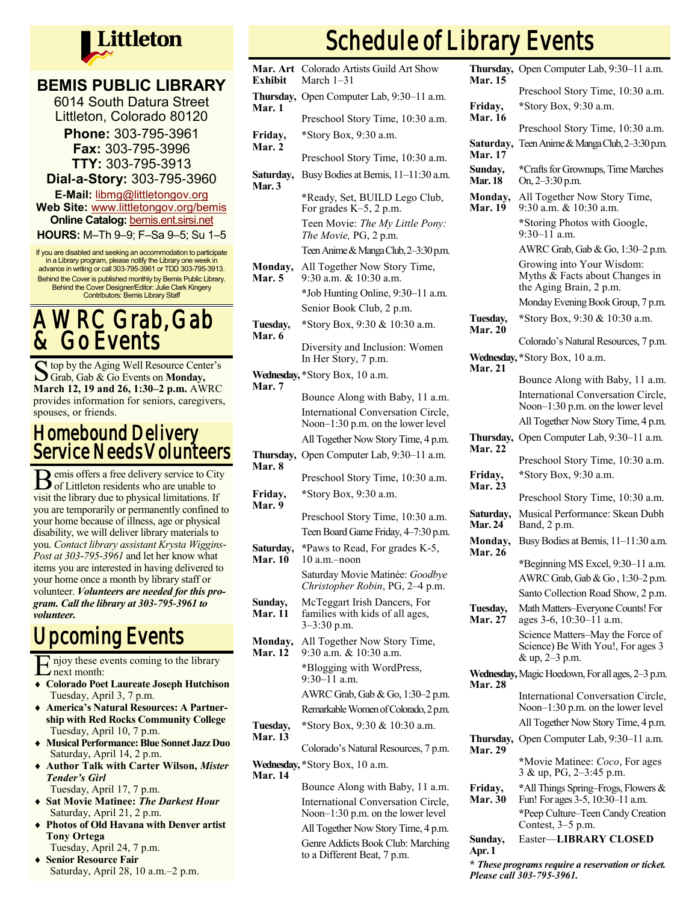# Littleton

## BEMIS PUBLIC LIBRARY

6014 South Datura Street
Littleton, Colorado 80120

**Phone:** 303-795-3961
**Fax:** 303-795-3996
**TTY:** 303-795-3913
**Dial-a-Story:** 303-795-3960
**E-Mail:** libmg@littletongov.org
**Web Site:** www.littletongov.org/bemis
**Online Catalog:** bemis.ent.sirsi.net
**HOURS:** M–Th 9–9; F–Sa 9–5; Su 1–5

If you are disabled and seeking an accommodation to participate in a Library program, please notify the Library one week in advance in writing or call 303-795-3961 or TDD 303-795-3913. Behind the Cover is published monthly by Bemis Public Library. Behind the Cover Designer/Editor: Julie Clark Kingery Contributors: Bemis Library Staff

## AWRC Grab, Gab & Go Events

Stop by the Aging Well Resource Center's Grab, Gab & Go Events on **Monday, March 12, 19 and 26, 1:30–2 p.m.** AWRC provides information for seniors, caregivers, spouses, or friends.

## Homebound Delivery Service Needs Volunteers

Bemis offers a free delivery service to City of Littleton residents who are unable to visit the library due to physical limitations. If you are temporarily or permanently confined to your home because of illness, age or physical disability, we will deliver library materials to you. *Contact library assistant Krysta Wiggins-Post at 303-795-3961* and let her know what items you are interested in having delivered to your home once a month by library staff or volunteer. ***Volunteers are needed for this program. Call the library at 303-795-3961 to volunteer.***

## Upcoming Events

Enjoy these events coming to the library next month:

- **Colorado Poet Laureate Joseph Hutchison** Tuesday, April 3, 7 p.m.
- **America's Natural Resources: A Partnership with Red Rocks Community College** Tuesday, April 10, 7 p.m.
- **Musical Performance: Blue Sonnet Jazz Duo** Saturday, April 14, 2 p.m.
- **Author Talk with Carter Wilson, *Mister Tender's Girl*** Tuesday, April 17, 7 p.m.
- **Sat Movie Matinee: *The Darkest Hour*** Saturday, April 21, 2 p.m.
- **Photos of Old Havana with Denver artist Tony Ortega** Tuesday, April 24, 7 p.m.
- **Senior Resource Fair** Saturday, April 28, 10 a.m.–2 p.m.

# Schedule of Library Events

**Mar. Art Exhibit** — Colorado Artists Guild Art Show March 1–31

**Thursday, Mar. 1**
- Open Computer Lab, 9:30–11 a.m.
- Preschool Story Time, 10:30 a.m.

**Friday, Mar. 2**
- *Story Box, 9:30 a.m.
- Preschool Story Time, 10:30 a.m.

**Saturday, Mar. 3**
- Busy Bodies at Bemis, 11–11:30 a.m.
- *Ready, Set, BUILD Lego Club, For grades K–5, 2 p.m.
- Teen Movie: *The My Little Pony: The Movie,* PG, 2 p.m.
- Teen Anime & Manga Club, 2–3:30 p.m.

**Monday, Mar. 5**
- All Together Now Story Time, 9:30 a.m. & 10:30 a.m.
- *Job Hunting Online, 9:30–11 a.m.
- Senior Book Club, 2 p.m.

**Tuesday, Mar. 6**
- *Story Box, 9:30 & 10:30 a.m.
- Diversity and Inclusion: Women In Her Story, 7 p.m.

**Wednesday, Mar. 7**
- *Story Box, 10 a.m.
- Bounce Along with Baby, 11 a.m.
- International Conversation Circle, Noon–1:30 p.m. on the lower level
- All Together Now Story Time, 4 p.m.

**Thursday, Mar. 8**
- Open Computer Lab, 9:30–11 a.m.
- Preschool Story Time, 10:30 a.m.

**Friday, Mar. 9**
- *Story Box, 9:30 a.m.
- Preschool Story Time, 10:30 a.m.
- Teen Board Game Friday, 4–7:30 p.m.

**Saturday, Mar. 10**
- *Paws to Read, For grades K-5, 10 a.m.–noon
- Saturday Movie Matinée: *Goodbye Christopher Robin*, PG, 2–4 p.m.

**Sunday, Mar. 11**
- McTeggart Irish Dancers, For families with kids of all ages, 3–3:30 p.m.

**Monday, Mar. 12**
- All Together Now Story Time, 9:30 a.m. & 10:30 a.m.
- *Blogging with WordPress, 9:30–11 a.m.
- AWRC Grab, Gab & Go, 1:30–2 p.m.
- Remarkable Women of Colorado, 2 p.m.

**Tuesday, Mar. 13**
- *Story Box, 9:30 & 10:30 a.m.
- Colorado's Natural Resources, 7 p.m.

**Wednesday, Mar. 14**
- *Story Box, 10 a.m.
- Bounce Along with Baby, 11 a.m.
- International Conversation Circle, Noon–1:30 p.m. on the lower level
- All Together Now Story Time, 4 p.m.
- Genre Addicts Book Club: Marching to a Different Beat, 7 p.m.

**Thursday, Mar. 15**
- Open Computer Lab, 9:30–11 a.m.
- Preschool Story Time, 10:30 a.m.

**Friday, Mar. 16**
- *Story Box, 9:30 a.m.
- Preschool Story Time, 10:30 a.m.

**Saturday, Mar. 17**
- Teen Anime & Manga Club, 2–3:30 p.m.

**Sunday, Mar. 18**
- *Crafts for Grownups, Time Marches On, 2–3:30 p.m.

**Monday, Mar. 19**
- All Together Now Story Time, 9:30 a.m. & 10:30 a.m.
- *Storing Photos with Google, 9:30–11 a.m.
- AWRC Grab, Gab & Go, 1:30–2 p.m.
- Growing into Your Wisdom: Myths & Facts about Changes in the Aging Brain, 2 p.m.
- Monday Evening Book Group, 7 p.m.

**Tuesday, Mar. 20**
- *Story Box, 9:30 & 10:30 a.m.
- Colorado's Natural Resources, 7 p.m.

**Wednesday, Mar. 21**
- *Story Box, 10 a.m.
- Bounce Along with Baby, 11 a.m.
- International Conversation Circle, Noon–1:30 p.m. on the lower level
- All Together Now Story Time, 4 p.m.

**Thursday, Mar. 22**
- Open Computer Lab, 9:30–11 a.m.
- Preschool Story Time, 10:30 a.m.

**Friday, Mar. 23**
- *Story Box, 9:30 a.m.
- Preschool Story Time, 10:30 a.m.

**Saturday, Mar. 24**
- Musical Performance: Skean Dubh Band, 2 p.m.

**Monday, Mar. 26**
- Busy Bodies at Bemis, 11–11:30 a.m.
- *Beginning MS Excel, 9:30–11 a.m.
- AWRC Grab, Gab & Go , 1:30–2 p.m.
- Santo Collection Road Show, 2 p.m.

**Tuesday, Mar. 27**
- Math Matters–Everyone Counts! For ages 3-6, 10:30–11 a.m.
- Science Matters–May the Force of Science) Be With You!, For ages 3 & up, 2–3 p.m.

**Wednesday, Mar. 28**
- Magic Hoedown, For all ages, 2–3 p.m.
- International Conversation Circle, Noon–1:30 p.m. on the lower level
- All Together Now Story Time, 4 p.m.

**Thursday, Mar. 29**
- Open Computer Lab, 9:30–11 a.m.
- *Movie Matinee: *Coco*, For ages 3 & up, PG, 2–3:45 p.m.

**Friday, Mar. 30**
- *All Things Spring–Frogs, Flowers & Fun! For ages 3-5, 10:30–11 a.m.
- *Peep Culture–Teen Candy Creation Contest, 3–5 p.m.

**Sunday, Apr. 1**
- Easter—**LIBRARY CLOSED**

***\* These programs require a reservation or ticket. Please call 303-795-3961.***